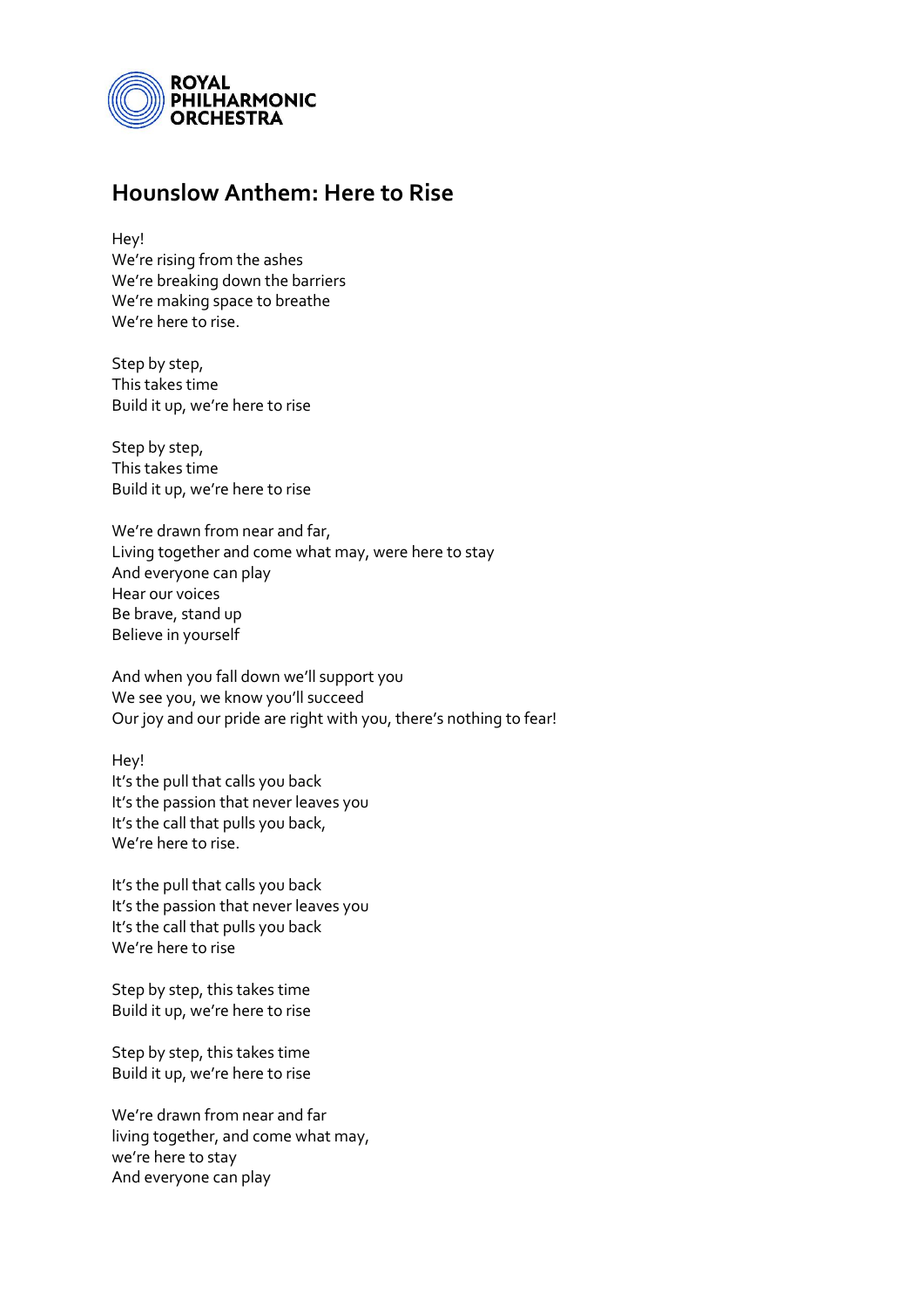ROYAL PHILHARMONIC ORCHESTRA

# Hounslow Anthem: Here to Rise

Hey!
We're rising from the ashes
We're breaking down the barriers
We're making space to breathe
We're here to rise.

Step by step,
This takes time
Build it up, we're here to rise

Step by step,
This takes time
Build it up, we're here to rise

We're drawn from near and far,
Living together and come what may, were here to stay
And everyone can play
Hear our voices
Be brave, stand up
Believe in yourself

And when you fall down we'll support you
We see you, we know you'll succeed
Our joy and our pride are right with you, there's nothing to fear!

Hey!
It's the pull that calls you back
It's the passion that never leaves you
It's the call that pulls you back,
We're here to rise.

It's the pull that calls you back
It's the passion that never leaves you
It's the call that pulls you back
We're here to rise

Step by step, this takes time
Build it up, we're here to rise

Step by step, this takes time
Build it up, we're here to rise

We're drawn from near and far
living together, and come what may,
we're here to stay
And everyone can play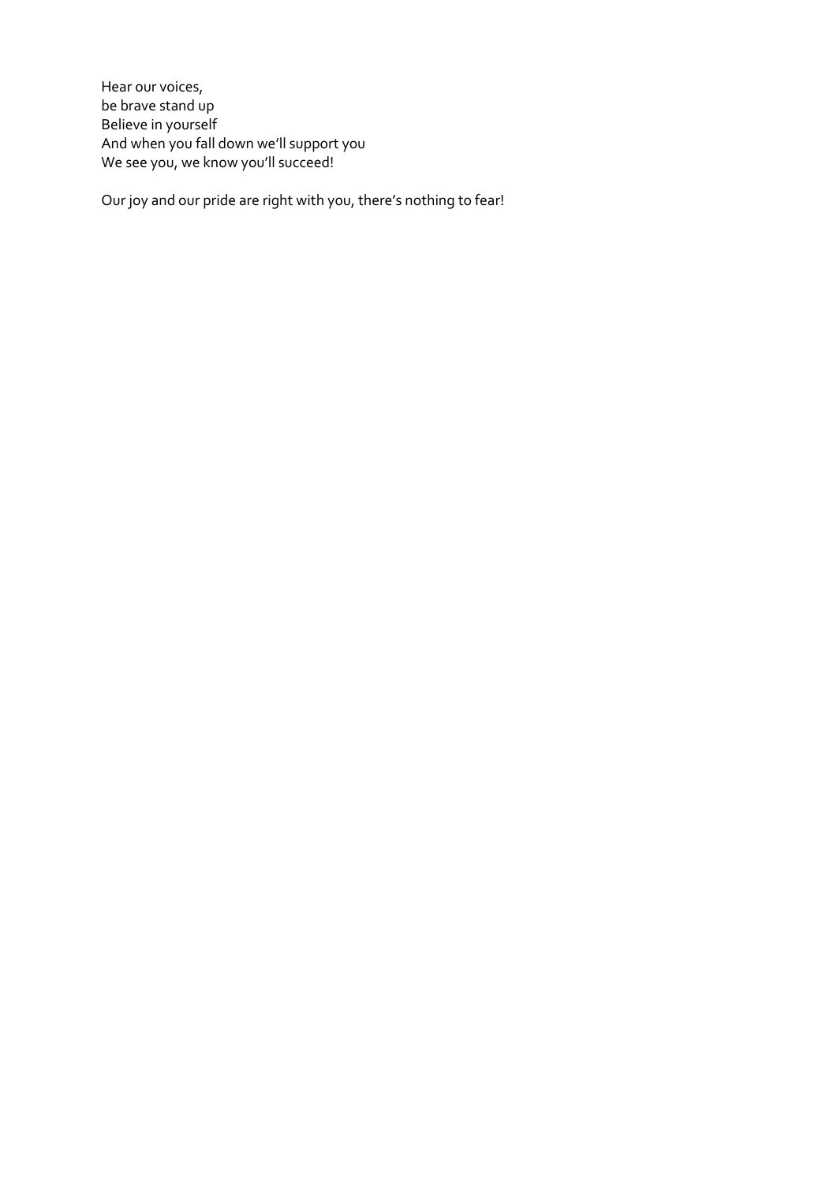Hear our voices,
be brave stand up
Believe in yourself
And when you fall down we'll support you
We see you, we know you'll succeed!

Our joy and our pride are right with you, there's nothing to fear!